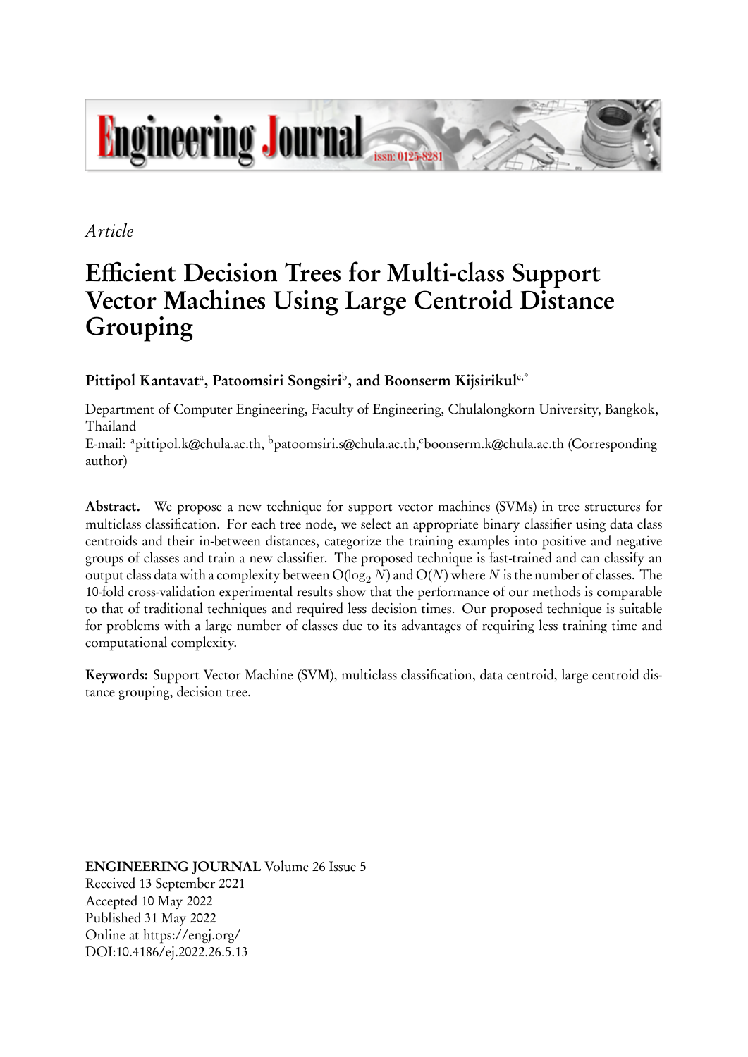*Article*

# Efficient Decision Trees for Multi-class Support Vector Machines Using Large Centroid Distance Grouping

**Pittipol Kantavat[a], Patoomsiri Songsiri[b], and Boonserm Kijsirikul[c,*]**

Department of Computer Engineering, Faculty of Engineering, Chulalongkorn University, Bangkok, Thailand
E-mail: [a]pittipol.k@chula.ac.th, [b]patoomsiri.s@chula.ac.th,[c]boonserm.k@chula.ac.th (Corresponding author)

**Abstract.** We propose a new technique for support vector machines (SVMs) in tree structures for multiclass classification. For each tree node, we select an appropriate binary classifier using data class centroids and their in-between distances, categorize the training examples into positive and negative groups of classes and train a new classifier. The proposed technique is fast-trained and can classify an output class data with a complexity between $O(\log_2 N)$ and $O(N)$ where $N$ is the number of classes. The 10-fold cross-validation experimental results show that the performance of our methods is comparable to that of traditional techniques and required less decision times. Our proposed technique is suitable for problems with a large number of classes due to its advantages of requiring less training time and computational complexity.

**Keywords:** Support Vector Machine (SVM), multiclass classification, data centroid, large centroid distance grouping, decision tree.

**ENGINEERING JOURNAL** Volume 26 Issue 5
Received 13 September 2021
Accepted 10 May 2022
Published 31 May 2022
Online at https://engj.org/
DOI:10.4186/ej.2022.26.5.13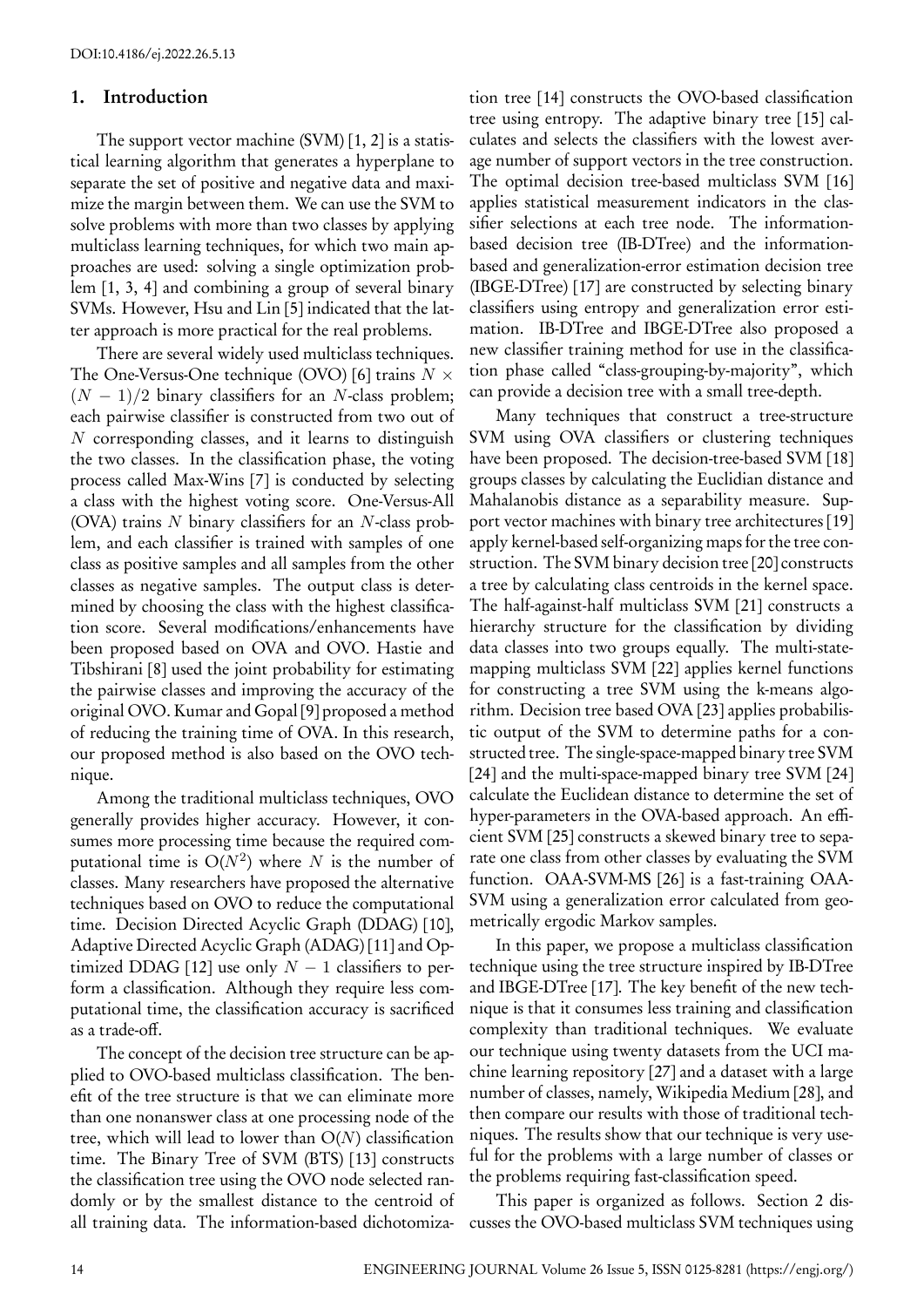## 1. Introduction

The support vector machine (SVM) [1, 2] is a statistical learning algorithm that generates a hyperplane to separate the set of positive and negative data and maximize the margin between them. We can use the SVM to solve problems with more than two classes by applying multiclass learning techniques, for which two main approaches are used: solving a single optimization problem [1, 3, 4] and combining a group of several binary SVMs. However, Hsu and Lin [5] indicated that the latter approach is more practical for the real problems.

There are several widely used multiclass techniques. The One-Versus-One technique (OVO) [6] trains $N \times (N-1)/2$ binary classifiers for an $N$-class problem; each pairwise classifier is constructed from two out of $N$ corresponding classes, and it learns to distinguish the two classes. In the classification phase, the voting process called Max-Wins [7] is conducted by selecting a class with the highest voting score. One-Versus-All (OVA) trains $N$ binary classifiers for an $N$-class problem, and each classifier is trained with samples of one class as positive samples and all samples from the other classes as negative samples. The output class is determined by choosing the class with the highest classification score. Several modifications/enhancements have been proposed based on OVA and OVO. Hastie and Tibshirani [8] used the joint probability for estimating the pairwise classes and improving the accuracy of the original OVO. Kumar and Gopal [9] proposed a method of reducing the training time of OVA. In this research, our proposed method is also based on the OVO technique.

Among the traditional multiclass techniques, OVO generally provides higher accuracy. However, it consumes more processing time because the required computational time is $O(N^2)$ where $N$ is the number of classes. Many researchers have proposed the alternative techniques based on OVO to reduce the computational time. Decision Directed Acyclic Graph (DDAG) [10], Adaptive Directed Acyclic Graph (ADAG) [11] and Optimized DDAG [12] use only $N-1$ classifiers to perform a classification. Although they require less computational time, the classification accuracy is sacrificed as a trade-off.

The concept of the decision tree structure can be applied to OVO-based multiclass classification. The benefit of the tree structure is that we can eliminate more than one nonanswer class at one processing node of the tree, which will lead to lower than $O(N)$ classification time. The Binary Tree of SVM (BTS) [13] constructs the classification tree using the OVO node selected randomly or by the smallest distance to the centroid of all training data. The information-based dichotomization tree [14] constructs the OVO-based classification tree using entropy. The adaptive binary tree [15] calculates and selects the classifiers with the lowest average number of support vectors in the tree construction. The optimal decision tree-based multiclass SVM [16] applies statistical measurement indicators in the classifier selections at each tree node. The information-based decision tree (IB-DTree) and the information-based and generalization-error estimation decision tree (IBGE-DTree) [17] are constructed by selecting binary classifiers using entropy and generalization error estimation. IB-DTree and IBGE-DTree also proposed a new classifier training method for use in the classification phase called "class-grouping-by-majority", which can provide a decision tree with a small tree-depth.

Many techniques that construct a tree-structure SVM using OVA classifiers or clustering techniques have been proposed. The decision-tree-based SVM [18] groups classes by calculating the Euclidian distance and Mahalanobis distance as a separability measure. Support vector machines with binary tree architectures [19] apply kernel-based self-organizing maps for the tree construction. The SVM binary decision tree [20] constructs a tree by calculating class centroids in the kernel space. The half-against-half multiclass SVM [21] constructs a hierarchy structure for the classification by dividing data classes into two groups equally. The multi-state-mapping multiclass SVM [22] applies kernel functions for constructing a tree SVM using the k-means algorithm. Decision tree based OVA [23] applies probabilistic output of the SVM to determine paths for a constructed tree. The single-space-mapped binary tree SVM [24] and the multi-space-mapped binary tree SVM [24] calculate the Euclidean distance to determine the set of hyper-parameters in the OVA-based approach. An efficient SVM [25] constructs a skewed binary tree to separate one class from other classes by evaluating the SVM function. OAA-SVM-MS [26] is a fast-training OAA-SVM using a generalization error calculated from geometrically ergodic Markov samples.

In this paper, we propose a multiclass classification technique using the tree structure inspired by IB-DTree and IBGE-DTree [17]. The key benefit of the new technique is that it consumes less training and classification complexity than traditional techniques. We evaluate our technique using twenty datasets from the UCI machine learning repository [27] and a dataset with a large number of classes, namely, Wikipedia Medium [28], and then compare our results with those of traditional techniques. The results show that our technique is very useful for the problems with a large number of classes or the problems requiring fast-classification speed.

This paper is organized as follows. Section 2 discusses the OVO-based multiclass SVM techniques using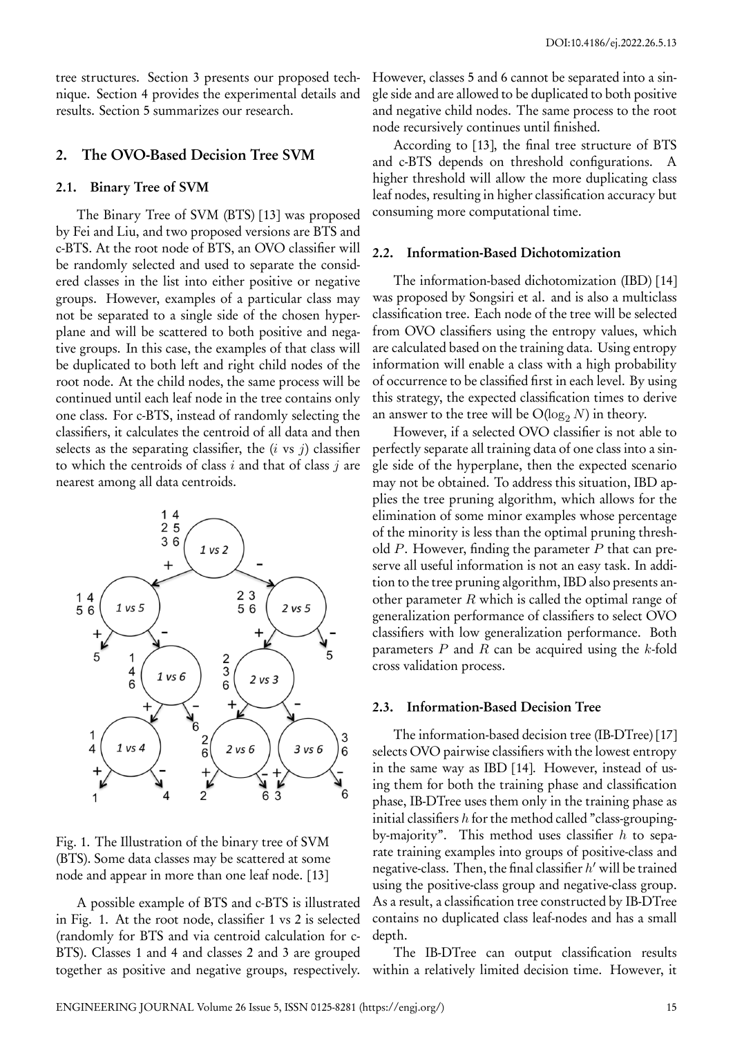tree structures. Section 3 presents our proposed technique. Section 4 provides the experimental details and results. Section 5 summarizes our research.

## 2. The OVO-Based Decision Tree SVM

### 2.1. Binary Tree of SVM

The Binary Tree of SVM (BTS) [13] was proposed by Fei and Liu, and two proposed versions are BTS and c-BTS. At the root node of BTS, an OVO classifier will be randomly selected and used to separate the considered classes in the list into either positive or negative groups. However, examples of a particular class may not be separated to a single side of the chosen hyperplane and will be scattered to both positive and negative groups. In this case, the examples of that class will be duplicated to both left and right child nodes of the root node. At the child nodes, the same process will be continued until each leaf node in the tree contains only one class. For c-BTS, instead of randomly selecting the classifiers, it calculates the centroid of all data and then selects as the separating classifier, the ($i$ vs $j$) classifier to which the centroids of class $i$ and that of class $j$ are nearest among all data centroids.

Fig. 1. The Illustration of the binary tree of SVM (BTS). Some data classes may be scattered at some node and appear in more than one leaf node. [13]

A possible example of BTS and c-BTS is illustrated in Fig. 1. At the root node, classifier 1 vs 2 is selected (randomly for BTS and via centroid calculation for c-BTS). Classes 1 and 4 and classes 2 and 3 are grouped together as positive and negative groups, respectively. However, classes 5 and 6 cannot be separated into a single side and are allowed to be duplicated to both positive and negative child nodes. The same process to the root node recursively continues until finished.

According to [13], the final tree structure of BTS and c-BTS depends on threshold configurations. A higher threshold will allow the more duplicating class leaf nodes, resulting in higher classification accuracy but consuming more computational time.

### 2.2. Information-Based Dichotomization

The information-based dichotomization (IBD) [14] was proposed by Songsiri et al. and is also a multiclass classification tree. Each node of the tree will be selected from OVO classifiers using the entropy values, which are calculated based on the training data. Using entropy information will enable a class with a high probability of occurrence to be classified first in each level. By using this strategy, the expected classification times to derive an answer to the tree will be $O(\log_2 N)$ in theory.

However, if a selected OVO classifier is not able to perfectly separate all training data of one class into a single side of the hyperplane, then the expected scenario may not be obtained. To address this situation, IBD applies the tree pruning algorithm, which allows for the elimination of some minor examples whose percentage of the minority is less than the optimal pruning threshold $P$. However, finding the parameter $P$ that can preserve all useful information is not an easy task. In addition to the tree pruning algorithm, IBD also presents another parameter $R$ which is called the optimal range of generalization performance of classifiers to select OVO classifiers with low generalization performance. Both parameters $P$ and $R$ can be acquired using the $k$-fold cross validation process.

### 2.3. Information-Based Decision Tree

The information-based decision tree (IB-DTree) [17] selects OVO pairwise classifiers with the lowest entropy in the same way as IBD [14]. However, instead of using them for both the training phase and classification phase, IB-DTree uses them only in the training phase as initial classifiers $h$ for the method called "class-grouping-by-majority". This method uses classifier $h$ to separate training examples into groups of positive-class and negative-class. Then, the final classifier $h'$ will be trained using the positive-class group and negative-class group. As a result, a classification tree constructed by IB-DTree contains no duplicated class leaf-nodes and has a small depth.

The IB-DTree can output classification results within a relatively limited decision time. However, it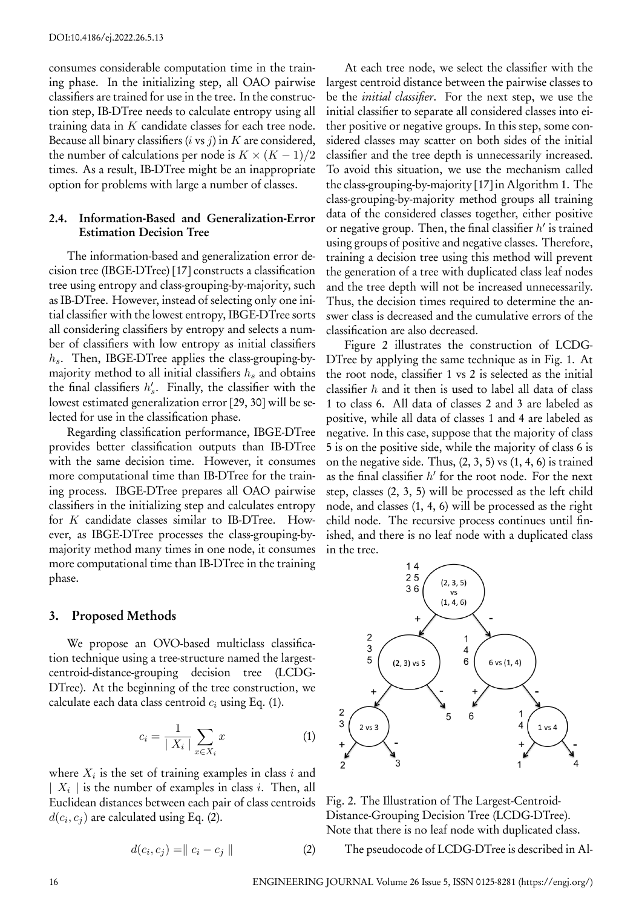consumes considerable computation time in the training phase. In the initializing step, all OAO pairwise classifiers are trained for use in the tree. In the construction step, IB-DTree needs to calculate entropy using all training data in $K$ candidate classes for each tree node. Because all binary classifiers ($i$ vs $j$) in $K$ are considered, the number of calculations per node is $K \times (K-1)/2$ times. As a result, IB-DTree might be an inappropriate option for problems with large a number of classes.

### 2.4. Information-Based and Generalization-Error Estimation Decision Tree

The information-based and generalization error decision tree (IBGE-DTree) [17] constructs a classification tree using entropy and class-grouping-by-majority, such as IB-DTree. However, instead of selecting only one initial classifier with the lowest entropy, IBGE-DTree sorts all considering classifiers by entropy and selects a number of classifiers with low entropy as initial classifiers $h_s$. Then, IBGE-DTree applies the class-grouping-by-majority method to all initial classifiers $h_s$ and obtains the final classifiers $h'_s$. Finally, the classifier with the lowest estimated generalization error [29, 30] will be selected for use in the classification phase.

Regarding classification performance, IBGE-DTree provides better classification outputs than IB-DTree with the same decision time. However, it consumes more computational time than IB-DTree for the training process. IBGE-DTree prepares all OAO pairwise classifiers in the initializing step and calculates entropy for $K$ candidate classes similar to IB-DTree. However, as IBGE-DTree processes the class-grouping-by-majority method many times in one node, it consumes more computational time than IB-DTree in the training phase.

## 3. Proposed Methods

We propose an OVO-based multiclass classification technique using a tree-structure named the largest-centroid-distance-grouping decision tree (LCDG-DTree). At the beginning of the tree construction, we calculate each data class centroid $c_i$ using Eq. (1).

$$c_i = \frac{1}{\mid X_i \mid} \sum_{x \in X_i} x \tag{1}$$

where $X_i$ is the set of training examples in class $i$ and $\mid X_i \mid$ is the number of examples in class $i$. Then, all Euclidean distances between each pair of class centroids $d(c_i, c_j)$ are calculated using Eq. (2).

$$d(c_i, c_j) = \parallel c_i - c_j \parallel \tag{2}$$

At each tree node, we select the classifier with the largest centroid distance between the pairwise classes to be the *initial classifier*. For the next step, we use the initial classifier to separate all considered classes into either positive or negative groups. In this step, some considered classes may scatter on both sides of the initial classifier and the tree depth is unnecessarily increased. To avoid this situation, we use the mechanism called the class-grouping-by-majority [17] in Algorithm 1. The class-grouping-by-majority method groups all training data of the considered classes together, either positive or negative group. Then, the final classifier $h'$ is trained using groups of positive and negative classes. Therefore, training a decision tree using this method will prevent the generation of a tree with duplicated class leaf nodes and the tree depth will not be increased unnecessarily. Thus, the decision times required to determine the answer class is decreased and the cumulative errors of the classification are also decreased.

Figure 2 illustrates the construction of LCDG-DTree by applying the same technique as in Fig. 1. At the root node, classifier 1 vs 2 is selected as the initial classifier $h$ and it then is used to label all data of class 1 to class 6. All data of classes 2 and 3 are labeled as positive, while all data of classes 1 and 4 are labeled as negative. In this case, suppose that the majority of class 5 is on the positive side, while the majority of class 6 is on the negative side. Thus, (2, 3, 5) vs (1, 4, 6) is trained as the final classifier $h'$ for the root node. For the next step, classes (2, 3, 5) will be processed as the left child node, and classes (1, 4, 6) will be processed as the right child node. The recursive process continues until finished, and there is no leaf node with a duplicated class in the tree.

Fig. 2. The Illustration of The Largest-Centroid-Distance-Grouping Decision Tree (LCDG-DTree). Note that there is no leaf node with duplicated class.

The pseudocode of LCDG-DTree is described in Al-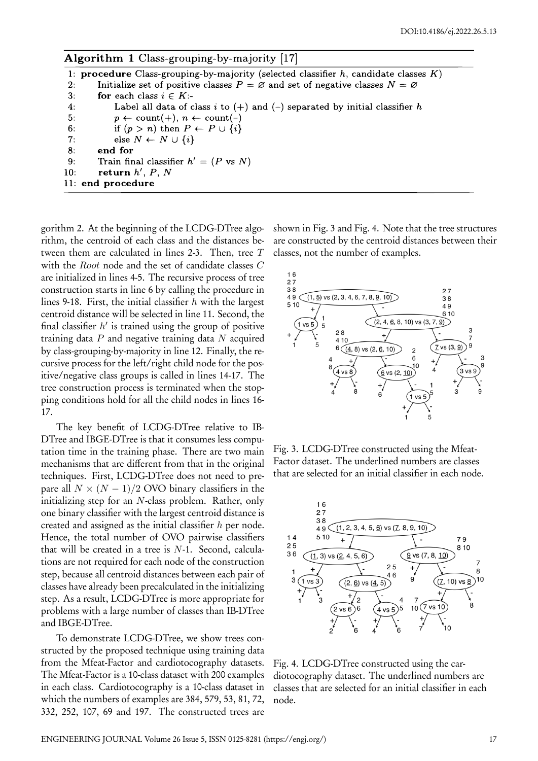**Algorithm 1** Class-grouping-by-majority [17]

```
1: procedure Class-grouping-by-majority (selected classifier h, candidate classes K)
2:     Initialize set of positive classes P = ∅ and set of negative classes N = ∅
3:     for each class i ∈ K:-
4:         Label all data of class i to (+) and (−) separated by initial classifier h
5:         p ← count(+), n ← count(−)
6:         if (p > n) then P ← P ∪ {i}
7:         else N ← N ∪ {i}
8:     end for
9:     Train final classifier h' = (P vs N)
10:    return h', P, N
11: end procedure
```

gorithm 2. At the beginning of the LCDG-DTree algorithm, the centroid of each class and the distances between them are calculated in lines 2-3. Then, tree $T$ with the $Root$ node and the set of candidate classes $C$ are initialized in lines 4-5. The recursive process of tree construction starts in line 6 by calling the procedure in lines 9-18. First, the initial classifier $h$ with the largest centroid distance will be selected in line 11. Second, the final classifier $h'$ is trained using the group of positive training data $P$ and negative training data $N$ acquired by class-grouping-by-majority in line 12. Finally, the recursive process for the left/right child node for the positive/negative class groups is called in lines 14-17. The tree construction process is terminated when the stopping conditions hold for all the child nodes in lines 16-17.

The key benefit of LCDG-DTree relative to IB-DTree and IBGE-DTree is that it consumes less computation time in the training phase. There are two main mechanisms that are different from that in the original techniques. First, LCDG-DTree does not need to prepare all $N \times (N-1)/2$ OVO binary classifiers in the initializing step for an $N$-class problem. Rather, only one binary classifier with the largest centroid distance is created and assigned as the initial classifier $h$ per node. Hence, the total number of OVO pairwise classifiers that will be created in a tree is $N$-1. Second, calculations are not required for each node of the construction step, because all centroid distances between each pair of classes have already been precalculated in the initializing step. As a result, LCDG-DTree is more appropriate for problems with a large number of classes than IB-DTree and IBGE-DTree.

To demonstrate LCDG-DTree, we show trees constructed by the proposed technique using training data from the Mfeat-Factor and cardiotocography datasets. The Mfeat-Factor is a 10-class dataset with 200 examples in each class. Cardiotocography is a 10-class dataset in which the numbers of examples are 384, 579, 53, 81, 72, 332, 252, 107, 69 and 197. The constructed trees are shown in Fig. 3 and Fig. 4. Note that the tree structures are constructed by the centroid distances between their classes, not the number of examples.

Fig. 3. LCDG-DTree constructed using the Mfeat-Factor dataset. The underlined numbers are classes that are selected for an initial classifier in each node.

Fig. 4. LCDG-DTree constructed using the cardiotocography dataset. The underlined numbers are classes that are selected for an initial classifier in each node.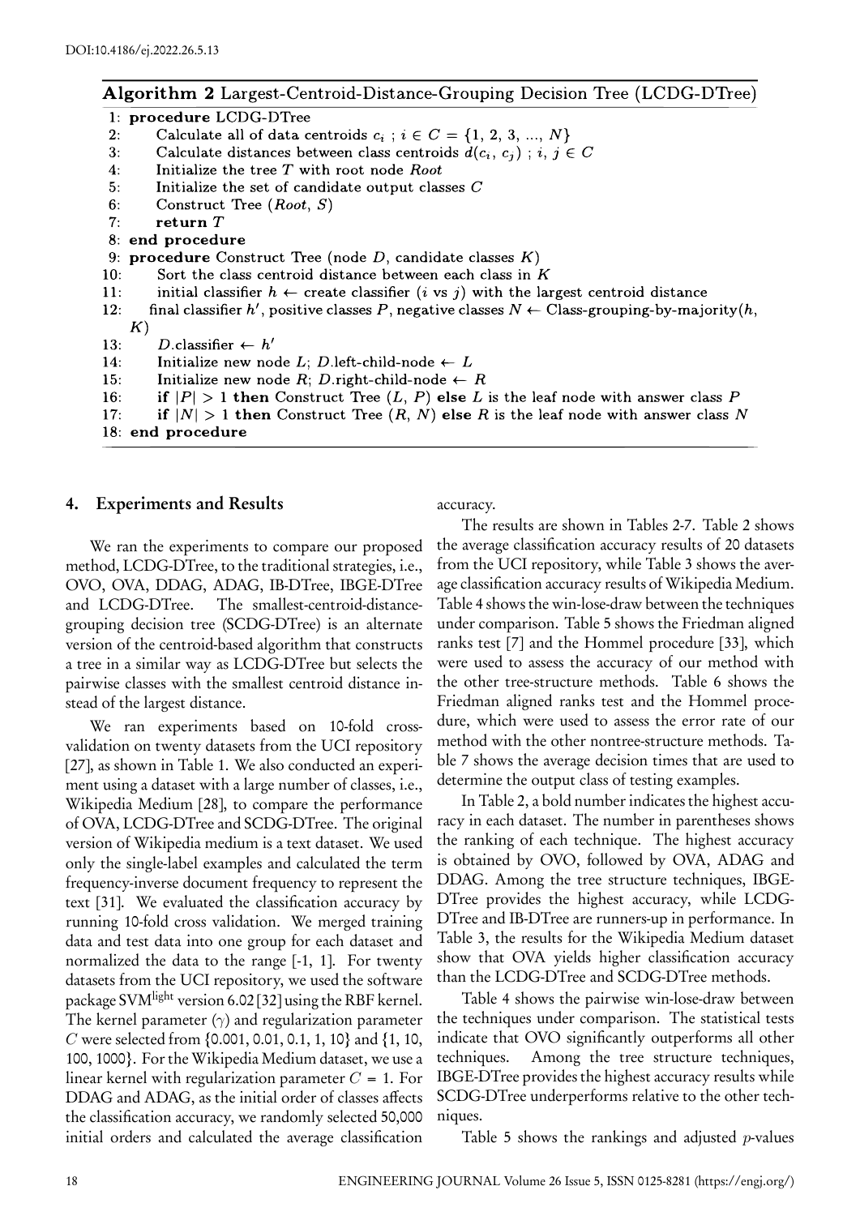**Algorithm 2** Largest-Centroid-Distance-Grouping Decision Tree (LCDG-DTree)

```
 1: procedure LCDG-DTree
 2:     Calculate all of data centroids c_i ; i ∈ C = {1, 2, 3, ..., N}
 3:     Calculate distances between class centroids d(c_i, c_j) ; i, j ∈ C
 4:     Initialize the tree T with root node Root
 5:     Initialize the set of candidate output classes C
 6:     Construct Tree (Root, S)
 7:     return T
 8: end procedure
 9: procedure Construct Tree (node D, candidate classes K)
10:     Sort the class centroid distance between each class in K
11:     initial classifier h ← create classifier (i vs j) with the largest centroid distance
12:     final classifier h', positive classes P, negative classes N ← Class-grouping-by-majority(h, K)
13:     D.classifier ← h'
14:     Initialize new node L; D.left-child-node ← L
15:     Initialize new node R; D.right-child-node ← R
16:     if |P| > 1 then Construct Tree (L, P) else L is the leaf node with answer class P
17:     if |N| > 1 then Construct Tree (R, N) else R is the leaf node with answer class N
18: end procedure
```

## 4. Experiments and Results

We ran the experiments to compare our proposed method, LCDG-DTree, to the traditional strategies, i.e., OVO, OVA, DDAG, ADAG, IB-DTree, IBGE-DTree and LCDG-DTree. The smallest-centroid-distance-grouping decision tree (SCDG-DTree) is an alternate version of the centroid-based algorithm that constructs a tree in a similar way as LCDG-DTree but selects the pairwise classes with the smallest centroid distance instead of the largest distance.

We ran experiments based on 10-fold cross-validation on twenty datasets from the UCI repository [27], as shown in Table 1. We also conducted an experiment using a dataset with a large number of classes, i.e., Wikipedia Medium [28], to compare the performance of OVA, LCDG-DTree and SCDG-DTree. The original version of Wikipedia medium is a text dataset. We used only the single-label examples and calculated the term frequency-inverse document frequency to represent the text [31]. We evaluated the classification accuracy by running 10-fold cross validation. We merged training data and test data into one group for each dataset and normalized the data to the range [-1, 1]. For twenty datasets from the UCI repository, we used the software package SVM$^{light}$ version 6.02 [32] using the RBF kernel. The kernel parameter ($\gamma$) and regularization parameter $C$ were selected from {0.001, 0.01, 0.1, 1, 10} and {1, 10, 100, 1000}. For the Wikipedia Medium dataset, we use a linear kernel with regularization parameter $C = 1$. For DDAG and ADAG, as the initial order of classes affects the classification accuracy, we randomly selected 50,000 initial orders and calculated the average classification accuracy.

The results are shown in Tables 2-7. Table 2 shows the average classification accuracy results of 20 datasets from the UCI repository, while Table 3 shows the average classification accuracy results of Wikipedia Medium. Table 4 shows the win-lose-draw between the techniques under comparison. Table 5 shows the Friedman aligned ranks test [7] and the Hommel procedure [33], which were used to assess the accuracy of our method with the other tree-structure methods. Table 6 shows the Friedman aligned ranks test and the Hommel procedure, which were used to assess the error rate of our method with the other nontree-structure methods. Table 7 shows the average decision times that are used to determine the output class of testing examples.

In Table 2, a bold number indicates the highest accuracy in each dataset. The number in parentheses shows the ranking of each technique. The highest accuracy is obtained by OVO, followed by OVA, ADAG and DDAG. Among the tree structure techniques, IBGE-DTree provides the highest accuracy, while LCDG-DTree and IB-DTree are runners-up in performance. In Table 3, the results for the Wikipedia Medium dataset show that OVA yields higher classification accuracy than the LCDG-DTree and SCDG-DTree methods.

Table 4 shows the pairwise win-lose-draw between the techniques under comparison. The statistical tests indicate that OVO significantly outperforms all other techniques. Among the tree structure techniques, IBGE-DTree provides the highest accuracy results while SCDG-DTree underperforms relative to the other techniques.

Table 5 shows the rankings and adjusted $p$-values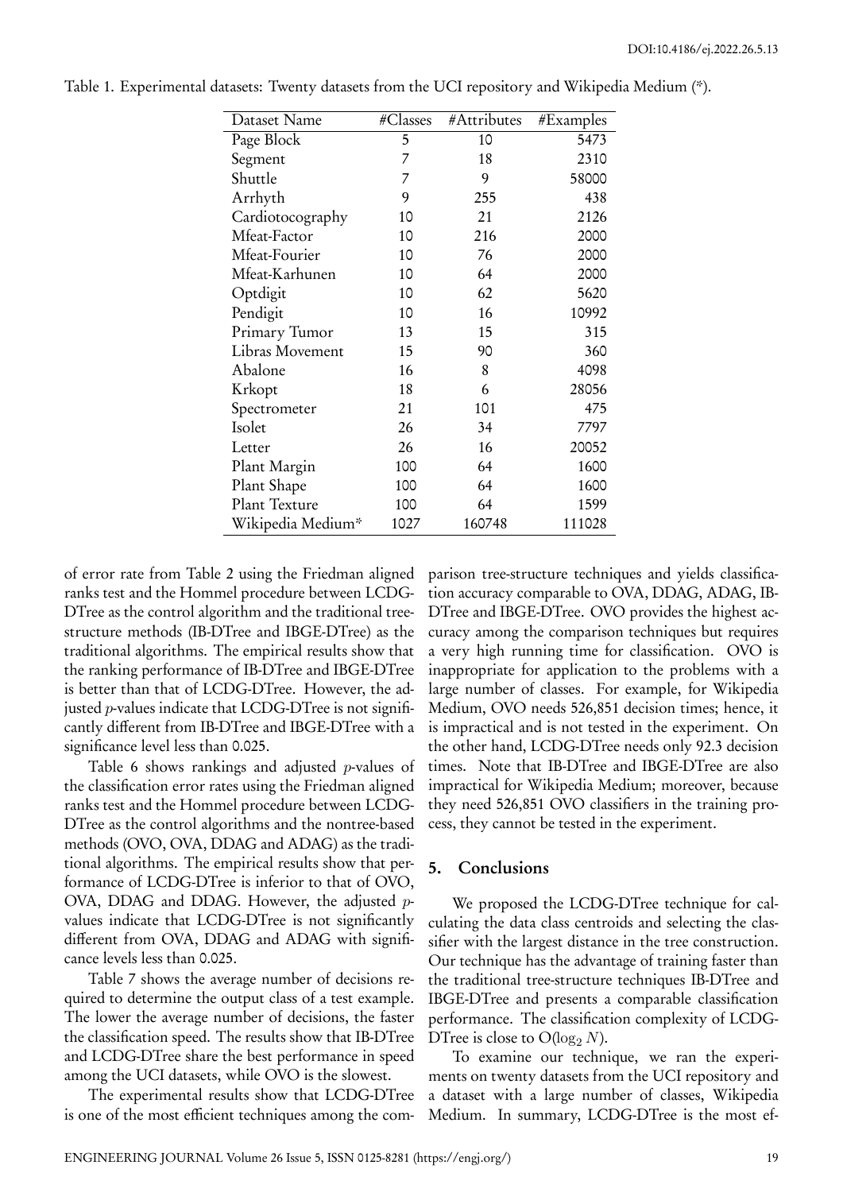Table 1. Experimental datasets: Twenty datasets from the UCI repository and Wikipedia Medium (*).

| Dataset Name | #Classes | #Attributes | #Examples |
|---|---|---|---|
| Page Block | 5 | 10 | 5473 |
| Segment | 7 | 18 | 2310 |
| Shuttle | 7 | 9 | 58000 |
| Arrhyth | 9 | 255 | 438 |
| Cardiotocography | 10 | 21 | 2126 |
| Mfeat-Factor | 10 | 216 | 2000 |
| Mfeat-Fourier | 10 | 76 | 2000 |
| Mfeat-Karhunen | 10 | 64 | 2000 |
| Optdigit | 10 | 62 | 5620 |
| Pendigit | 10 | 16 | 10992 |
| Primary Tumor | 13 | 15 | 315 |
| Libras Movement | 15 | 90 | 360 |
| Abalone | 16 | 8 | 4098 |
| Krkopt | 18 | 6 | 28056 |
| Spectrometer | 21 | 101 | 475 |
| Isolet | 26 | 34 | 7797 |
| Letter | 26 | 16 | 20052 |
| Plant Margin | 100 | 64 | 1600 |
| Plant Shape | 100 | 64 | 1600 |
| Plant Texture | 100 | 64 | 1599 |
| Wikipedia Medium* | 1027 | 160748 | 111028 |

of error rate from Table 2 using the Friedman aligned ranks test and the Hommel procedure between LCDG-DTree as the control algorithm and the traditional tree-structure methods (IB-DTree and IBGE-DTree) as the traditional algorithms. The empirical results show that the ranking performance of IB-DTree and IBGE-DTree is better than that of LCDG-DTree. However, the adjusted $p$-values indicate that LCDG-DTree is not significantly different from IB-DTree and IBGE-DTree with a significance level less than 0.025.

Table 6 shows rankings and adjusted $p$-values of the classification error rates using the Friedman aligned ranks test and the Hommel procedure between LCDG-DTree as the control algorithms and the nontree-based methods (OVO, OVA, DDAG and ADAG) as the traditional algorithms. The empirical results show that performance of LCDG-DTree is inferior to that of OVO, OVA, DDAG and DDAG. However, the adjusted $p$-values indicate that LCDG-DTree is not significantly different from OVA, DDAG and ADAG with significance levels less than 0.025.

Table 7 shows the average number of decisions required to determine the output class of a test example. The lower the average number of decisions, the faster the classification speed. The results show that IB-DTree and LCDG-DTree share the best performance in speed among the UCI datasets, while OVO is the slowest.

The experimental results show that LCDG-DTree is one of the most efficient techniques among the comparison tree-structure techniques and yields classification accuracy comparable to OVA, DDAG, ADAG, IB-DTree and IBGE-DTree. OVO provides the highest accuracy among the comparison techniques but requires a very high running time for classification. OVO is inappropriate for application to the problems with a large number of classes. For example, for Wikipedia Medium, OVO needs 526,851 decision times; hence, it is impractical and is not tested in the experiment. On the other hand, LCDG-DTree needs only 92.3 decision times. Note that IB-DTree and IBGE-DTree are also impractical for Wikipedia Medium; moreover, because they need 526,851 OVO classifiers in the training process, they cannot be tested in the experiment.

## 5. Conclusions

We proposed the LCDG-DTree technique for calculating the data class centroids and selecting the classifier with the largest distance in the tree construction. Our technique has the advantage of training faster than the traditional tree-structure techniques IB-DTree and IBGE-DTree and presents a comparable classification performance. The classification complexity of LCDG-DTree is close to $O(\log_2 N)$.

To examine our technique, we ran the experiments on twenty datasets from the UCI repository and a dataset with a large number of classes, Wikipedia Medium. In summary, LCDG-DTree is the most ef-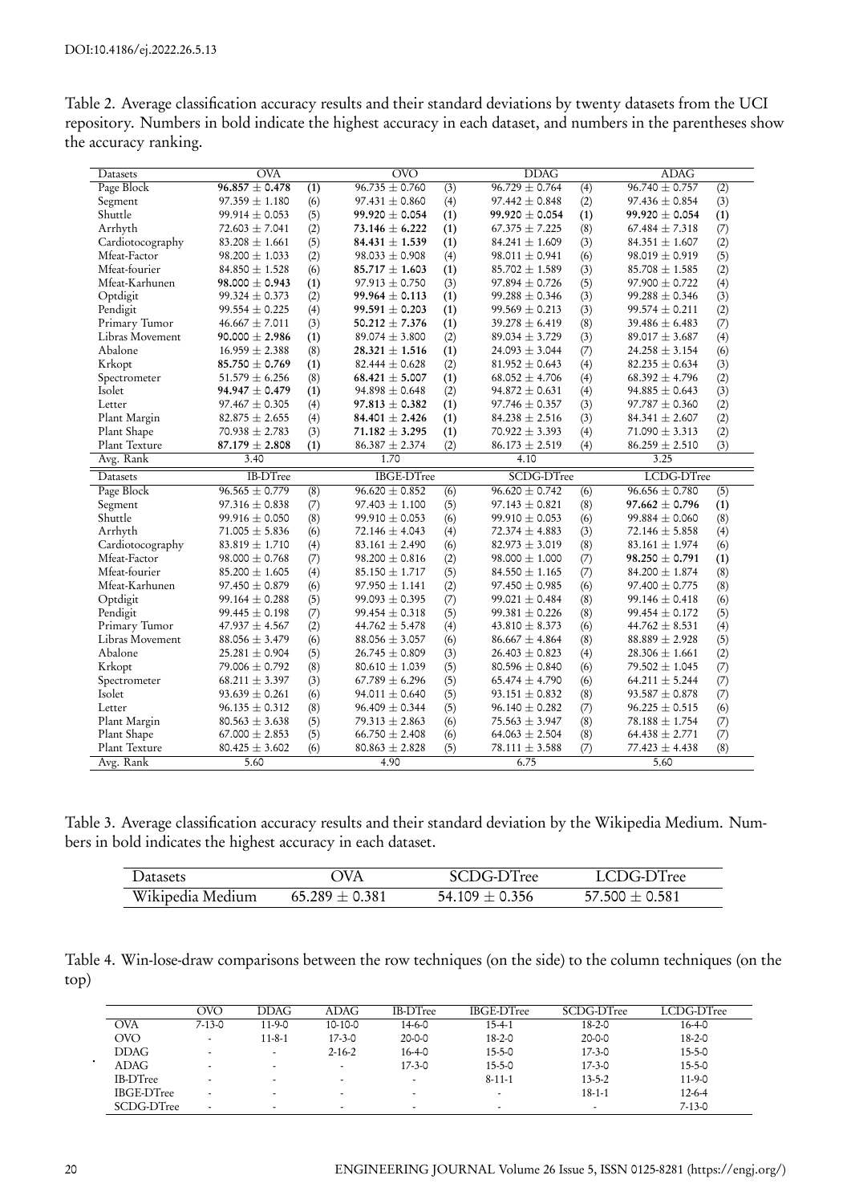Table 2. Average classification accuracy results and their standard deviations by twenty datasets from the UCI repository. Numbers in bold indicate the highest accuracy in each dataset, and numbers in the parentheses show the accuracy ranking.

| Datasets | OVA | | OVO | | DDAG | | ADAG | |
|---|---|---|---|---|---|---|---|---|
| Page Block | **96.857 ± 0.478** | (1) | 96.735 ± 0.760 | (3) | 96.729 ± 0.764 | (4) | 96.740 ± 0.757 | (2) |
| Segment | 97.359 ± 1.180 | (6) | 97.431 ± 0.860 | (4) | 97.442 ± 0.848 | (2) | 97.436 ± 0.854 | (3) |
| Shuttle | 99.914 ± 0.053 | (5) | **99.920 ± 0.054** | (1) | **99.920 ± 0.054** | (1) | **99.920 ± 0.054** | (1) |
| Arrhyth | 72.603 ± 7.041 | (2) | **73.146 ± 6.222** | (1) | 67.375 ± 7.225 | (8) | 67.484 ± 7.318 | (7) |
| Cardiotocography | 83.208 ± 1.661 | (5) | **84.431 ± 1.539** | (1) | 84.241 ± 1.609 | (3) | 84.351 ± 1.607 | (2) |
| Mfeat-Factor | 98.200 ± 1.033 | (2) | 98.033 ± 0.908 | (4) | 98.011 ± 0.941 | (6) | 98.019 ± 0.919 | (5) |
| Mfeat-fourier | 84.850 ± 1.528 | (6) | **85.717 ± 1.603** | (1) | 85.702 ± 1.589 | (3) | 85.708 ± 1.585 | (2) |
| Mfeat-Karhunen | **98.000 ± 0.943** | (1) | 97.913 ± 0.750 | (3) | 97.894 ± 0.726 | (5) | 97.900 ± 0.722 | (4) |
| Optdigit | 99.324 ± 0.373 | (2) | **99.964 ± 0.113** | (1) | 99.288 ± 0.346 | (3) | 99.288 ± 0.346 | (3) |
| Pendigit | 99.554 ± 0.225 | (4) | **99.591 ± 0.203** | (1) | 99.569 ± 0.213 | (3) | 99.574 ± 0.211 | (2) |
| Primary Tumor | 46.667 ± 7.011 | (3) | **50.212 ± 7.376** | (1) | 39.278 ± 6.419 | (8) | 39.486 ± 6.483 | (7) |
| Libras Movement | **90.000 ± 2.986** | (1) | 89.074 ± 3.800 | (2) | 89.034 ± 3.729 | (3) | 89.017 ± 3.687 | (4) |
| Abalone | 16.959 ± 2.388 | (8) | **28.321 ± 1.516** | (1) | 24.093 ± 3.044 | (7) | 24.258 ± 3.154 | (6) |
| Krkopt | **85.750 ± 0.769** | (1) | 82.444 ± 0.628 | (2) | 81.952 ± 0.643 | (4) | 82.235 ± 0.634 | (3) |
| Spectrometer | 51.579 ± 6.256 | (8) | **68.421 ± 5.007** | (1) | 68.052 ± 4.706 | (4) | 68.392 ± 4.796 | (2) |
| Isolet | **94.947 ± 0.479** | (1) | 94.898 ± 0.648 | (2) | 94.872 ± 0.631 | (4) | 94.885 ± 0.643 | (3) |
| Letter | 97.467 ± 0.305 | (4) | **97.813 ± 0.382** | (1) | 97.746 ± 0.357 | (3) | 97.787 ± 0.360 | (2) |
| Plant Margin | 82.875 ± 2.655 | (4) | **84.401 ± 2.426** | (1) | 84.238 ± 2.516 | (3) | 84.341 ± 2.607 | (2) |
| Plant Shape | 70.938 ± 2.783 | (3) | **71.182 ± 3.295** | (1) | 70.922 ± 3.393 | (4) | 71.090 ± 3.313 | (2) |
| Plant Texture | **87.179 ± 2.808** | (1) | 86.387 ± 2.374 | (2) | 86.173 ± 2.519 | (4) | 86.259 ± 2.510 | (3) |
| Avg. Rank | 3.40 | | 1.70 | | 4.10 | | 3.25 | |
| **Datasets** | **IB-DTree** | | **IBGE-DTree** | | **SCDG-DTree** | | **LCDG-DTree** | |
| Page Block | 96.565 ± 0.779 | (8) | 96.620 ± 0.852 | (6) | 96.620 ± 0.742 | (6) | 96.656 ± 0.780 | (5) |
| Segment | 97.316 ± 0.838 | (7) | 97.403 ± 1.100 | (5) | 97.143 ± 0.821 | (8) | **97.662 ± 0.796** | (1) |
| Shuttle | 99.916 ± 0.050 | (8) | 99.910 ± 0.053 | (6) | 99.910 ± 0.053 | (6) | 99.884 ± 0.060 | (8) |
| Arrhyth | 71.005 ± 5.836 | (6) | 72.146 ± 4.043 | (4) | 72.374 ± 4.883 | (3) | 72.146 ± 5.858 | (4) |
| Cardiotocography | 83.819 ± 1.710 | (4) | 83.161 ± 2.490 | (6) | 82.973 ± 3.019 | (8) | 83.161 ± 1.974 | (6) |
| Mfeat-Factor | 98.000 ± 0.768 | (7) | 98.200 ± 0.816 | (2) | 98.000 ± 1.000 | (7) | **98.250 ± 0.791** | (1) |
| Mfeat-fourier | 85.200 ± 1.605 | (4) | 85.150 ± 1.717 | (5) | 84.550 ± 1.165 | (7) | 84.200 ± 1.874 | (8) |
| Mfeat-Karhunen | 97.450 ± 0.879 | (6) | 97.950 ± 1.141 | (2) | 97.450 ± 0.985 | (6) | 97.400 ± 0.775 | (8) |
| Optdigit | 99.164 ± 0.288 | (5) | 99.093 ± 0.395 | (7) | 99.021 ± 0.484 | (8) | 99.146 ± 0.418 | (6) |
| Pendigit | 99.445 ± 0.198 | (7) | 99.454 ± 0.318 | (5) | 99.381 ± 0.226 | (8) | 99.454 ± 0.172 | (5) |
| Primary Tumor | 47.937 ± 4.567 | (2) | 44.762 ± 5.478 | (4) | 43.810 ± 8.373 | (6) | 44.762 ± 8.531 | (4) |
| Libras Movement | 88.056 ± 3.479 | (6) | 88.056 ± 3.057 | (6) | 86.667 ± 4.864 | (8) | 88.889 ± 2.928 | (5) |
| Abalone | 25.281 ± 0.904 | (5) | 26.745 ± 0.809 | (3) | 26.403 ± 0.823 | (4) | 28.306 ± 1.661 | (2) |
| Krkopt | 79.006 ± 0.792 | (8) | 80.610 ± 1.039 | (5) | 80.596 ± 0.840 | (6) | 79.502 ± 1.045 | (7) |
| Spectrometer | 68.211 ± 3.397 | (3) | 67.789 ± 6.296 | (5) | 65.474 ± 4.790 | (6) | 64.211 ± 5.244 | (7) |
| Isolet | 93.639 ± 0.261 | (6) | 94.011 ± 0.640 | (5) | 93.151 ± 0.832 | (8) | 93.587 ± 0.878 | (7) |
| Letter | 96.135 ± 0.312 | (8) | 96.409 ± 0.344 | (5) | 96.140 ± 0.282 | (7) | 96.225 ± 0.515 | (6) |
| Plant Margin | 80.563 ± 3.638 | (5) | 79.313 ± 2.863 | (6) | 75.563 ± 3.947 | (8) | 78.188 ± 1.754 | (7) |
| Plant Shape | 67.000 ± 2.853 | (5) | 66.750 ± 2.408 | (6) | 64.063 ± 2.504 | (8) | 64.438 ± 2.771 | (7) |
| Plant Texture | 80.425 ± 3.602 | (6) | 80.863 ± 2.828 | (5) | 78.111 ± 3.588 | (7) | 77.423 ± 4.438 | (8) |
| Avg. Rank | 5.60 | | 4.90 | | 6.75 | | 5.60 | |

Table 3. Average classification accuracy results and their standard deviation by the Wikipedia Medium. Numbers in bold indicates the highest accuracy in each dataset.

| Datasets | OVA | SCDG-DTree | LCDG-DTree |
|---|---|---|---|
| Wikipedia Medium | 65.289 ± 0.381 | 54.109 ± 0.356 | 57.500 ± 0.581 |

Table 4. Win-lose-draw comparisons between the row techniques (on the side) to the column techniques (on the top)

| | OVO | DDAG | ADAG | IB-DTree | IBGE-DTree | SCDG-DTree | LCDG-DTree |
|---|---|---|---|---|---|---|---|
| OVA | 7-13-0 | 11-9-0 | 10-10-0 | 14-6-0 | 15-4-1 | 18-2-0 | 16-4-0 |
| OVO | - | 11-8-1 | 17-3-0 | 20-0-0 | 18-2-0 | 20-0-0 | 18-2-0 |
| DDAG | - | - | 2-16-2 | 16-4-0 | 15-5-0 | 17-3-0 | 15-5-0 |
| ADAG | - | - | - | 17-3-0 | 15-5-0 | 17-3-0 | 15-5-0 |
| IB-DTree | - | - | - | - | 8-11-1 | 13-5-2 | 11-9-0 |
| IBGE-DTree | - | - | - | - | - | 18-1-1 | 12-6-4 |
| SCDG-DTree | - | - | - | - | - | - | 7-13-0 |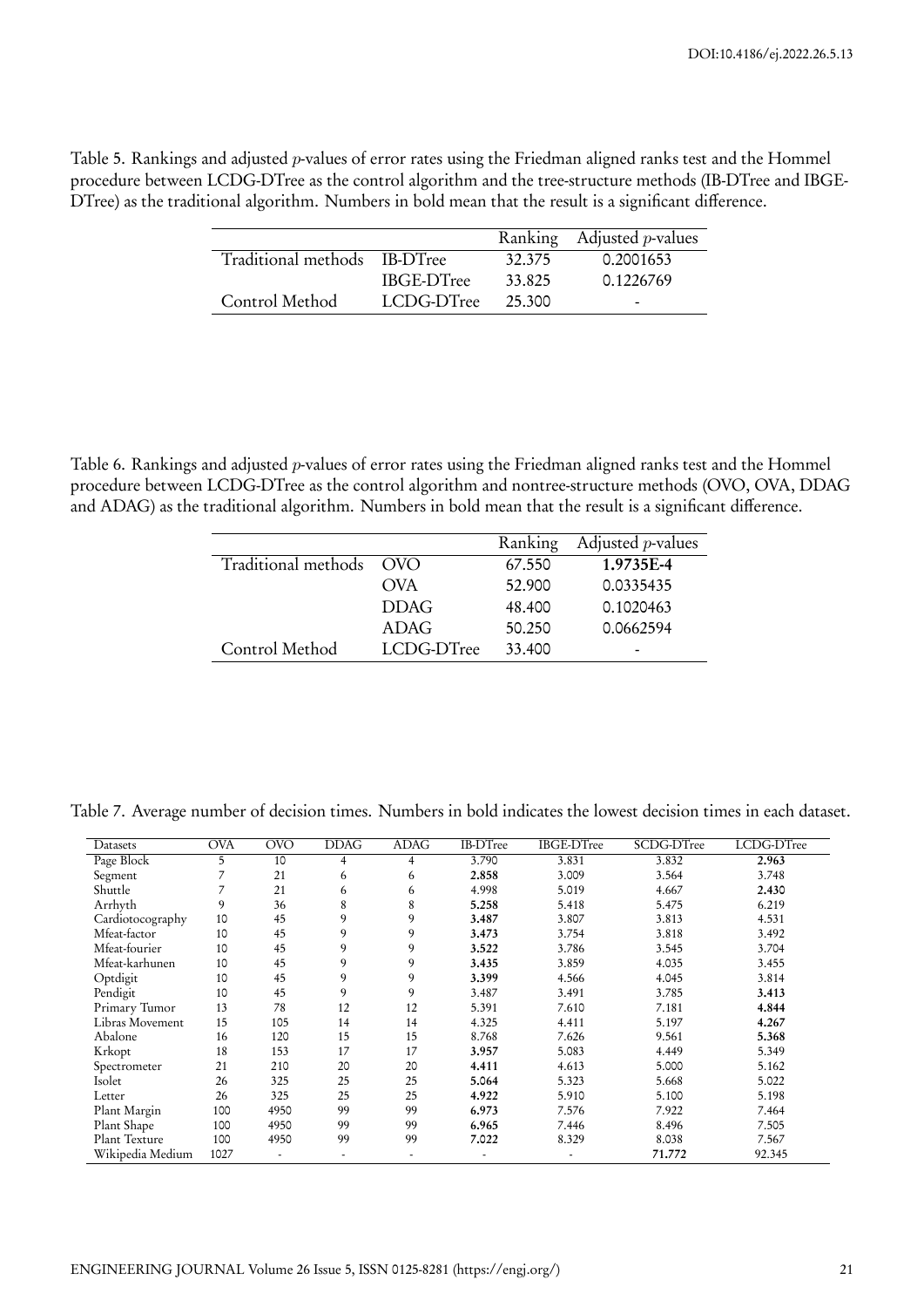Table 5. Rankings and adjusted $p$-values of error rates using the Friedman aligned ranks test and the Hommel procedure between LCDG-DTree as the control algorithm and the tree-structure methods (IB-DTree and IBGE-DTree) as the traditional algorithm. Numbers in bold mean that the result is a significant difference.

| | | Ranking | Adjusted $p$-values |
|---|---|---|---|
| Traditional methods | IB-DTree | 32.375 | 0.2001653 |
| | IBGE-DTree | 33.825 | 0.1226769 |
| Control Method | LCDG-DTree | 25.300 | - |

Table 6. Rankings and adjusted $p$-values of error rates using the Friedman aligned ranks test and the Hommel procedure between LCDG-DTree as the control algorithm and nontree-structure methods (OVO, OVA, DDAG and ADAG) as the traditional algorithm. Numbers in bold mean that the result is a significant difference.

| | | Ranking | Adjusted $p$-values |
|---|---|---|---|
| Traditional methods | OVO | 67.550 | **1.9735E-4** |
| | OVA | 52.900 | 0.0335435 |
| | DDAG | 48.400 | 0.1020463 |
| | ADAG | 50.250 | 0.0662594 |
| Control Method | LCDG-DTree | 33.400 | - |

Table 7. Average number of decision times. Numbers in bold indicates the lowest decision times in each dataset.

| Datasets | OVA | OVO | DDAG | ADAG | IB-DTree | IBGE-DTree | SCDG-DTree | LCDG-DTree |
|---|---|---|---|---|---|---|---|---|
| Page Block | 5 | 10 | 4 | 4 | 3.790 | 3.831 | 3.832 | **2.963** |
| Segment | 7 | 21 | 6 | 6 | **2.858** | 3.009 | 3.564 | 3.748 |
| Shuttle | 7 | 21 | 6 | 6 | 4.998 | 5.019 | 4.667 | **2.430** |
| Arrhyth | 9 | 36 | 8 | 8 | **5.258** | 5.418 | 5.475 | 6.219 |
| Cardiotocography | 10 | 45 | 9 | 9 | **3.487** | 3.807 | 3.813 | 4.531 |
| Mfeat-factor | 10 | 45 | 9 | 9 | **3.473** | 3.754 | 3.818 | 3.492 |
| Mfeat-fourier | 10 | 45 | 9 | 9 | **3.522** | 3.786 | 3.545 | 3.704 |
| Mfeat-karhunen | 10 | 45 | 9 | 9 | **3.435** | 3.859 | 4.035 | 3.455 |
| Optdigit | 10 | 45 | 9 | 9 | **3.399** | 4.566 | 4.045 | 3.814 |
| Pendigit | 10 | 45 | 9 | 9 | 3.487 | 3.491 | 3.785 | **3.413** |
| Primary Tumor | 13 | 78 | 12 | 12 | 5.391 | 7.610 | 7.181 | **4.844** |
| Libras Movement | 15 | 105 | 14 | 14 | 4.325 | 4.411 | 5.197 | **4.267** |
| Abalone | 16 | 120 | 15 | 15 | 8.768 | 7.626 | 9.561 | **5.368** |
| Krkopt | 18 | 153 | 17 | 17 | **3.957** | 5.083 | 4.449 | 5.349 |
| Spectrometer | 21 | 210 | 20 | 20 | **4.411** | 4.613 | 5.000 | 5.162 |
| Isolet | 26 | 325 | 25 | 25 | **5.064** | 5.323 | 5.668 | 5.022 |
| Letter | 26 | 325 | 25 | 25 | **4.922** | 5.910 | 5.100 | 5.198 |
| Plant Margin | 100 | 4950 | 99 | 99 | **6.973** | 7.576 | 7.922 | 7.464 |
| Plant Shape | 100 | 4950 | 99 | 99 | **6.965** | 7.446 | 8.496 | 7.505 |
| Plant Texture | 100 | 4950 | 99 | 99 | **7.022** | 8.329 | 8.038 | 7.567 |
| Wikipedia Medium | 1027 | - | - | - | - | - | **71.772** | 92.345 |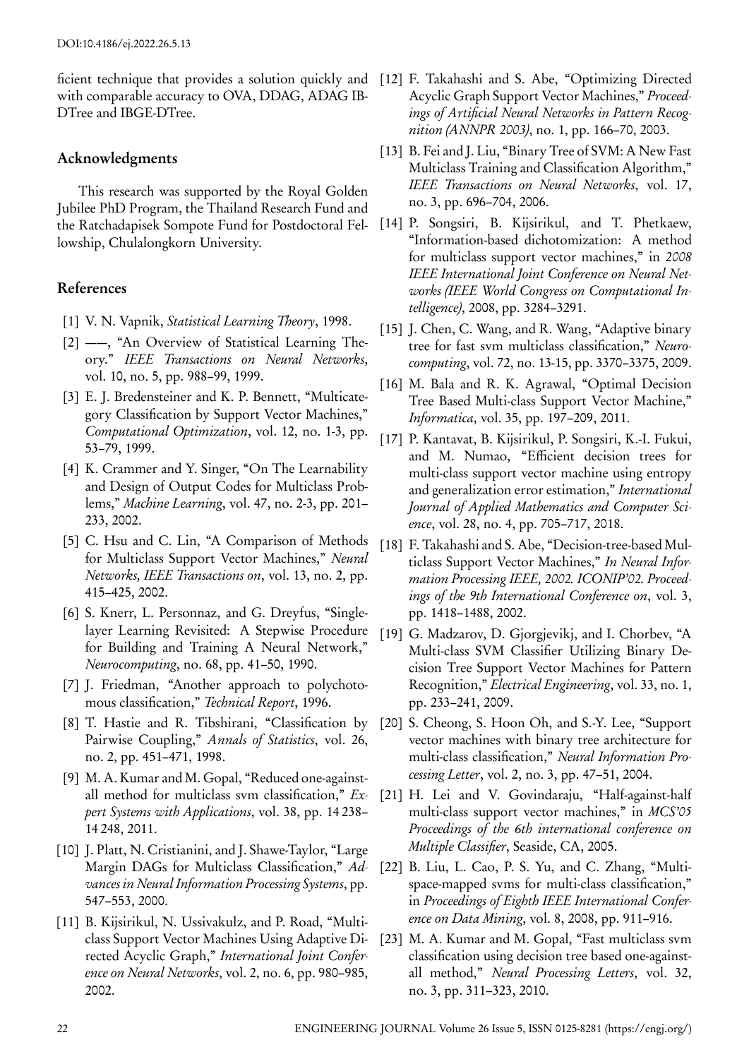ficient technique that provides a solution quickly and with comparable accuracy to OVA, DDAG, ADAG IB-DTree and IBGE-DTree.

## Acknowledgments

This research was supported by the Royal Golden Jubilee PhD Program, the Thailand Research Fund and the Ratchadapisek Sompote Fund for Postdoctoral Fellowship, Chulalongkorn University.

## References

[1] V. N. Vapnik, *Statistical Learning Theory*, 1998.

[2] ——, "An Overview of Statistical Learning Theory." *IEEE Transactions on Neural Networks*, vol. 10, no. 5, pp. 988–99, 1999.

[3] E. J. Bredensteiner and K. P. Bennett, "Multicategory Classification by Support Vector Machines," *Computational Optimization*, vol. 12, no. 1-3, pp. 53–79, 1999.

[4] K. Crammer and Y. Singer, "On The Learnability and Design of Output Codes for Multiclass Problems," *Machine Learning*, vol. 47, no. 2-3, pp. 201–233, 2002.

[5] C. Hsu and C. Lin, "A Comparison of Methods for Multiclass Support Vector Machines," *Neural Networks, IEEE Transactions on*, vol. 13, no. 2, pp. 415–425, 2002.

[6] S. Knerr, L. Personnaz, and G. Dreyfus, "Single-layer Learning Revisited: A Stepwise Procedure for Building and Training A Neural Network," *Neurocomputing*, no. 68, pp. 41–50, 1990.

[7] J. Friedman, "Another approach to polychotomous classification," *Technical Report*, 1996.

[8] T. Hastie and R. Tibshirani, "Classification by Pairwise Coupling," *Annals of Statistics*, vol. 26, no. 2, pp. 451–471, 1998.

[9] M. A. Kumar and M. Gopal, "Reduced one-against-all method for multiclass svm classification," *Expert Systems with Applications*, vol. 38, pp. 14 238–14 248, 2011.

[10] J. Platt, N. Cristianini, and J. Shawe-Taylor, "Large Margin DAGs for Multiclass Classification," *Advances in Neural Information Processing Systems*, pp. 547–553, 2000.

[11] B. Kijsirikul, N. Ussivakulz, and P. Road, "Multiclass Support Vector Machines Using Adaptive Directed Acyclic Graph," *International Joint Conference on Neural Networks*, vol. 2, no. 6, pp. 980–985, 2002.

[12] F. Takahashi and S. Abe, "Optimizing Directed Acyclic Graph Support Vector Machines," *Proceedings of Artificial Neural Networks in Pattern Recognition (ANNPR 2003)*, no. 1, pp. 166–70, 2003.

[13] B. Fei and J. Liu, "Binary Tree of SVM: A New Fast Multiclass Training and Classification Algorithm," *IEEE Transactions on Neural Networks*, vol. 17, no. 3, pp. 696–704, 2006.

[14] P. Songsiri, B. Kijsirikul, and T. Phetkaew, "Information-based dichotomization: A method for multiclass support vector machines," in *2008 IEEE International Joint Conference on Neural Networks (IEEE World Congress on Computational Intelligence)*, 2008, pp. 3284–3291.

[15] J. Chen, C. Wang, and R. Wang, "Adaptive binary tree for fast svm multiclass classification," *Neurocomputing*, vol. 72, no. 13-15, pp. 3370–3375, 2009.

[16] M. Bala and R. K. Agrawal, "Optimal Decision Tree Based Multi-class Support Vector Machine," *Informatica*, vol. 35, pp. 197–209, 2011.

[17] P. Kantavat, B. Kijsirikul, P. Songsiri, K.-I. Fukui, and M. Numao, "Efficient decision trees for multi-class support vector machine using entropy and generalization error estimation," *International Journal of Applied Mathematics and Computer Science*, vol. 28, no. 4, pp. 705–717, 2018.

[18] F. Takahashi and S. Abe, "Decision-tree-based Multiclass Support Vector Machines," *In Neural Information Processing IEEE, 2002. ICONIP'02. Proceedings of the 9th International Conference on*, vol. 3, pp. 1418–1488, 2002.

[19] G. Madzarov, D. Gjorgjevikj, and I. Chorbev, "A Multi-class SVM Classifier Utilizing Binary Decision Tree Support Vector Machines for Pattern Recognition," *Electrical Engineering*, vol. 33, no. 1, pp. 233–241, 2009.

[20] S. Cheong, S. Hoon Oh, and S.-Y. Lee, "Support vector machines with binary tree architecture for multi-class classification," *Neural Information Processing Letter*, vol. 2, no. 3, pp. 47–51, 2004.

[21] H. Lei and V. Govindaraju, "Half-against-half multi-class support vector machines," in *MCS'05 Proceedings of the 6th international conference on Multiple Classifier*, Seaside, CA, 2005.

[22] B. Liu, L. Cao, P. S. Yu, and C. Zhang, "Multi-space-mapped svms for multi-class classification," in *Proceedings of Eighth IEEE International Conference on Data Mining*, vol. 8, 2008, pp. 911–916.

[23] M. A. Kumar and M. Gopal, "Fast multiclass svm classification using decision tree based one-against-all method," *Neural Processing Letters*, vol. 32, no. 3, pp. 311–323, 2010.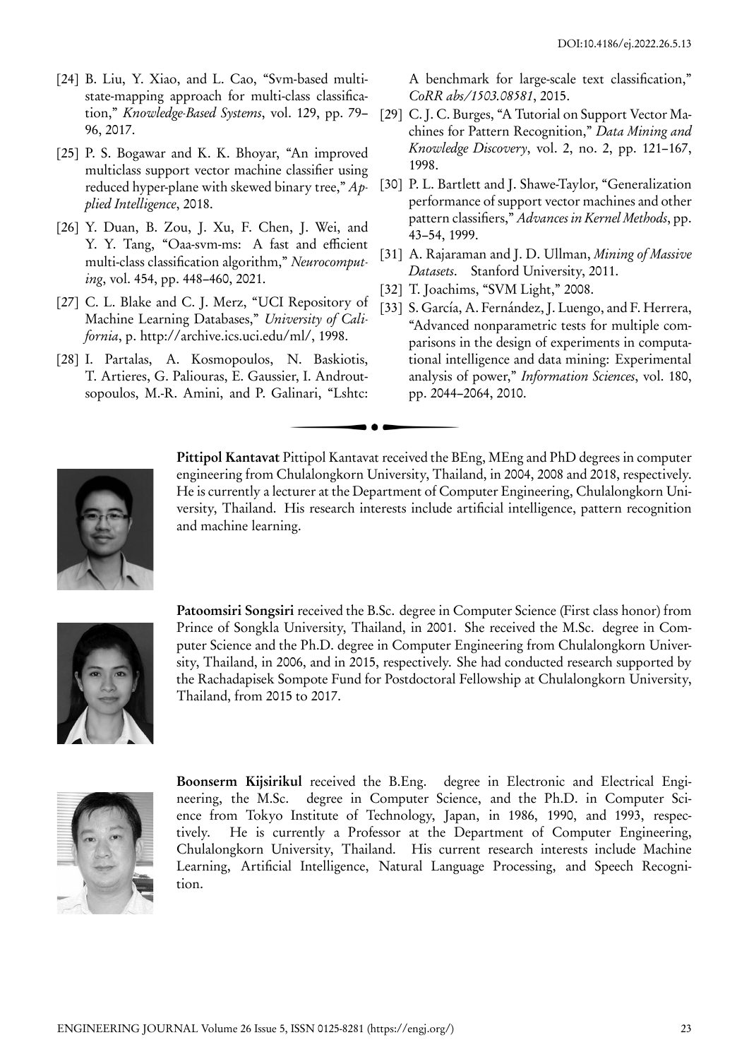[24] B. Liu, Y. Xiao, and L. Cao, "Svm-based multi-state-mapping approach for multi-class classification," *Knowledge-Based Systems*, vol. 129, pp. 79–96, 2017.

[25] P. S. Bogawar and K. K. Bhoyar, "An improved multiclass support vector machine classifier using reduced hyper-plane with skewed binary tree," *Applied Intelligence*, 2018.

[26] Y. Duan, B. Zou, J. Xu, F. Chen, J. Wei, and Y. Y. Tang, "Oaa-svm-ms: A fast and efficient multi-class classification algorithm," *Neurocomputing*, vol. 454, pp. 448–460, 2021.

[27] C. L. Blake and C. J. Merz, "UCI Repository of Machine Learning Databases," *University of California*, p. http://archive.ics.uci.edu/ml/, 1998.

[28] I. Partalas, A. Kosmopoulos, N. Baskiotis, T. Artieres, G. Paliouras, E. Gaussier, I. Androutsopoulos, M.-R. Amini, and P. Galinari, "Lshtc: A benchmark for large-scale text classification," *CoRR abs/1503.08581*, 2015.

[29] C. J. C. Burges, "A Tutorial on Support Vector Machines for Pattern Recognition," *Data Mining and Knowledge Discovery*, vol. 2, no. 2, pp. 121–167, 1998.

[30] P. L. Bartlett and J. Shawe-Taylor, "Generalization performance of support vector machines and other pattern classifiers," *Advances in Kernel Methods*, pp. 43–54, 1999.

[31] A. Rajaraman and J. D. Ullman, *Mining of Massive Datasets*. Stanford University, 2011.

[32] T. Joachims, "SVM Light," 2008.

[33] S. García, A. Fernández, J. Luengo, and F. Herrera, "Advanced nonparametric tests for multiple comparisons in the design of experiments in computational intelligence and data mining: Experimental analysis of power," *Information Sciences*, vol. 180, pp. 2044–2064, 2010.

**Pittipol Kantavat** Pittipol Kantavat received the BEng, MEng and PhD degrees in computer engineering from Chulalongkorn University, Thailand, in 2004, 2008 and 2018, respectively. He is currently a lecturer at the Department of Computer Engineering, Chulalongkorn University, Thailand. His research interests include artificial intelligence, pattern recognition and machine learning.

**Patoomsiri Songsiri** received the B.Sc. degree in Computer Science (First class honor) from Prince of Songkla University, Thailand, in 2001. She received the M.Sc. degree in Computer Science and the Ph.D. degree in Computer Engineering from Chulalongkorn University, Thailand, in 2006, and in 2015, respectively. She had conducted research supported by the Rachadapisek Sompote Fund for Postdoctoral Fellowship at Chulalongkorn University, Thailand, from 2015 to 2017.

**Boonserm Kijsirikul** received the B.Eng. degree in Electronic and Electrical Engineering, the M.Sc. degree in Computer Science, and the Ph.D. in Computer Science from Tokyo Institute of Technology, Japan, in 1986, 1990, and 1993, respectively. He is currently a Professor at the Department of Computer Engineering, Chulalongkorn University, Thailand. His current research interests include Machine Learning, Artificial Intelligence, Natural Language Processing, and Speech Recognition.